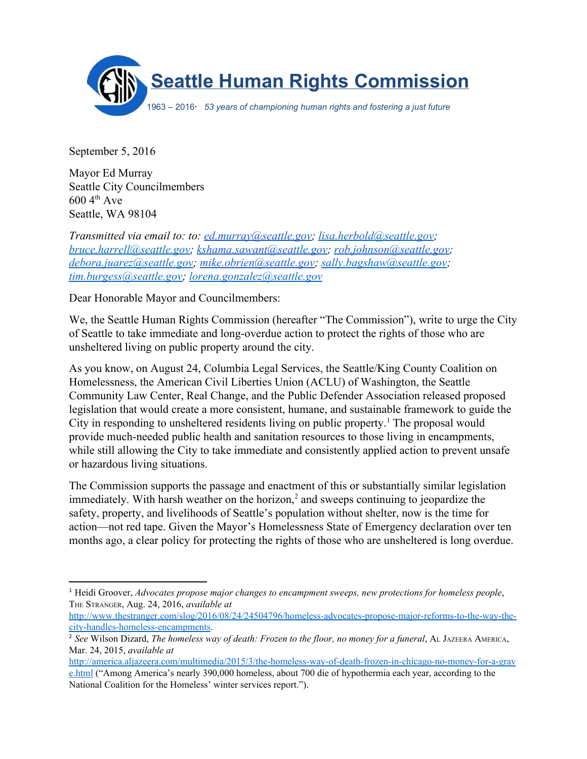# Seattle Human Rights Commission

*1963 – 2016· 53 years of championing human rights and fostering a just future*

September 5, 2016

Mayor Ed Murray
Seattle City Councilmembers
600 4th Ave
Seattle, WA 98104

*Transmitted via email to: to: ed.murray@seattle.gov; lisa.herbold@seattle.gov; bruce.harrell@seattle.gov; kshama.sawant@seattle.gov; rob.johnson@seattle.gov; debora.juarez@seattle.gov; mike.obrien@seattle.gov; sally.bagshaw@seattle.gov; tim.burgess@seattle.gov; lorena.gonzalez@seattle.gov*

Dear Honorable Mayor and Councilmembers:

We, the Seattle Human Rights Commission (hereafter "The Commission"), write to urge the City of Seattle to take immediate and long-overdue action to protect the rights of those who are unsheltered living on public property around the city.

As you know, on August 24, Columbia Legal Services, the Seattle/King County Coalition on Homelessness, the American Civil Liberties Union (ACLU) of Washington, the Seattle Community Law Center, Real Change, and the Public Defender Association released proposed legislation that would create a more consistent, humane, and sustainable framework to guide the City in responding to unsheltered residents living on public property.[1] The proposal would provide much-needed public health and sanitation resources to those living in encampments, while still allowing the City to take immediate and consistently applied action to prevent unsafe or hazardous living situations.

The Commission supports the passage and enactment of this or substantially similar legislation immediately. With harsh weather on the horizon,[2] and sweeps continuing to jeopardize the safety, property, and livelihoods of Seattle's population without shelter, now is the time for action—not red tape. Given the Mayor's Homelessness State of Emergency declaration over ten months ago, a clear policy for protecting the rights of those who are unsheltered is long overdue.

---

[1] Heidi Groover, *Advocates propose major changes to encampment sweeps, new protections for homeless people*, THE STRANGER, Aug. 24, 2016, *available at* http://www.thestranger.com/slog/2016/08/24/24504796/homeless-advocates-propose-major-reforms-to-the-way-the-city-handles-homeless-encampments.

[2] *See* Wilson Dizard, *The homeless way of death: Frozen to the floor, no money for a funeral*, AL JAZEERA AMERICA, Mar. 24, 2015, *available at* http://america.aljazeera.com/multimedia/2015/3/the-homeless-way-of-death-frozen-in-chicago-no-money-for-a-grave.html ("Among America's nearly 390,000 homeless, about 700 die of hypothermia each year, according to the National Coalition for the Homeless' winter services report.").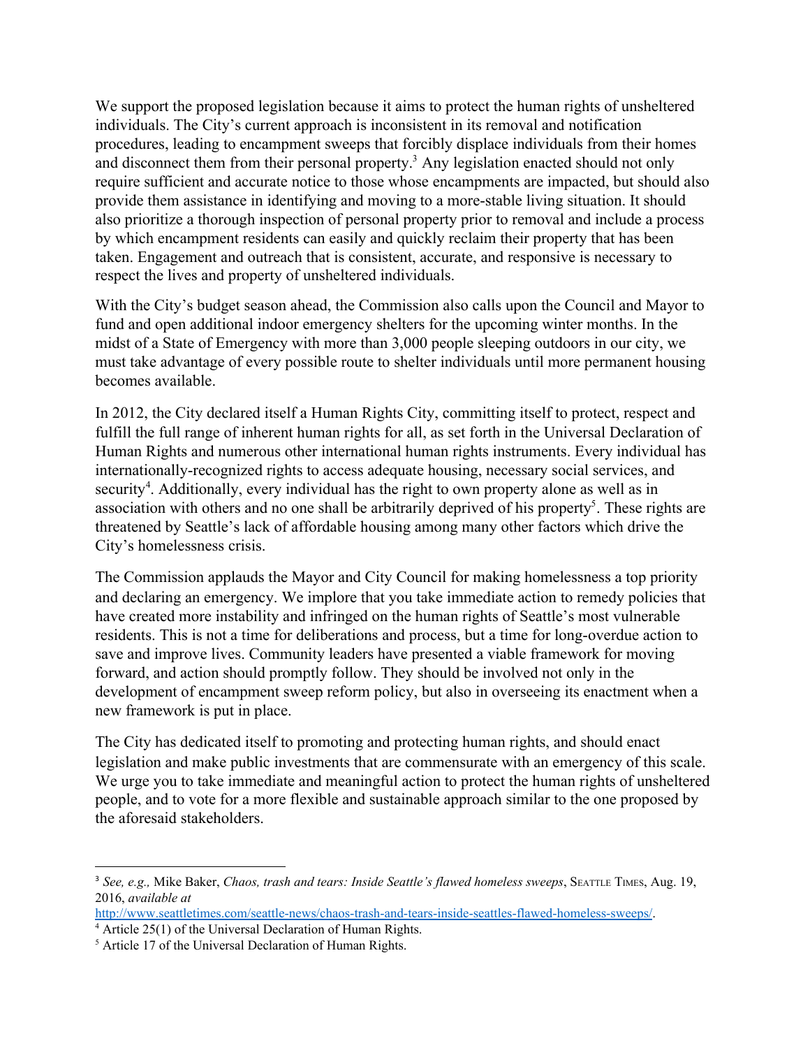We support the proposed legislation because it aims to protect the human rights of unsheltered individuals. The City's current approach is inconsistent in its removal and notification procedures, leading to encampment sweeps that forcibly displace individuals from their homes and disconnect them from their personal property.[3] Any legislation enacted should not only require sufficient and accurate notice to those whose encampments are impacted, but should also provide them assistance in identifying and moving to a more-stable living situation. It should also prioritize a thorough inspection of personal property prior to removal and include a process by which encampment residents can easily and quickly reclaim their property that has been taken. Engagement and outreach that is consistent, accurate, and responsive is necessary to respect the lives and property of unsheltered individuals.

With the City's budget season ahead, the Commission also calls upon the Council and Mayor to fund and open additional indoor emergency shelters for the upcoming winter months. In the midst of a State of Emergency with more than 3,000 people sleeping outdoors in our city, we must take advantage of every possible route to shelter individuals until more permanent housing becomes available.

In 2012, the City declared itself a Human Rights City, committing itself to protect, respect and fulfill the full range of inherent human rights for all, as set forth in the Universal Declaration of Human Rights and numerous other international human rights instruments. Every individual has internationally-recognized rights to access adequate housing, necessary social services, and security[4]. Additionally, every individual has the right to own property alone as well as in association with others and no one shall be arbitrarily deprived of his property[5]. These rights are threatened by Seattle's lack of affordable housing among many other factors which drive the City's homelessness crisis.

The Commission applauds the Mayor and City Council for making homelessness a top priority and declaring an emergency. We implore that you take immediate action to remedy policies that have created more instability and infringed on the human rights of Seattle's most vulnerable residents. This is not a time for deliberations and process, but a time for long-overdue action to save and improve lives. Community leaders have presented a viable framework for moving forward, and action should promptly follow. They should be involved not only in the development of encampment sweep reform policy, but also in overseeing its enactment when a new framework is put in place.

The City has dedicated itself to promoting and protecting human rights, and should enact legislation and make public investments that are commensurate with an emergency of this scale. We urge you to take immediate and meaningful action to protect the human rights of unsheltered people, and to vote for a more flexible and sustainable approach similar to the one proposed by the aforesaid stakeholders.

---

[3] *See, e.g.,* Mike Baker, *Chaos, trash and tears: Inside Seattle's flawed homeless sweeps*, SEATTLE TIMES, Aug. 19, 2016, *available at* http://www.seattletimes.com/seattle-news/chaos-trash-and-tears-inside-seattles-flawed-homeless-sweeps/.

[4] Article 25(1) of the Universal Declaration of Human Rights.

[5] Article 17 of the Universal Declaration of Human Rights.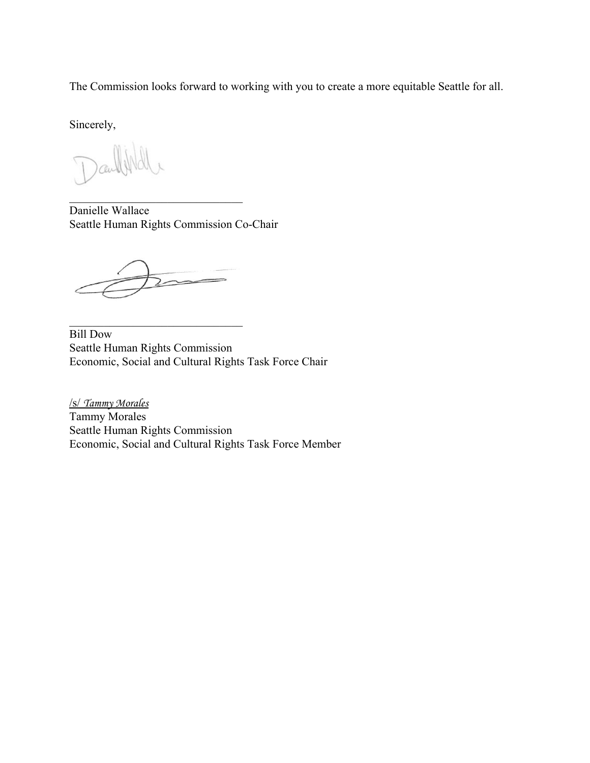The Commission looks forward to working with you to create a more equitable Seattle for all.

Sincerely,

______________________________

Danielle Wallace
Seattle Human Rights Commission Co-Chair

______________________________

Bill Dow
Seattle Human Rights Commission
Economic, Social and Cultural Rights Task Force Chair

/s/ *Tammy Morales*
Tammy Morales
Seattle Human Rights Commission
Economic, Social and Cultural Rights Task Force Member